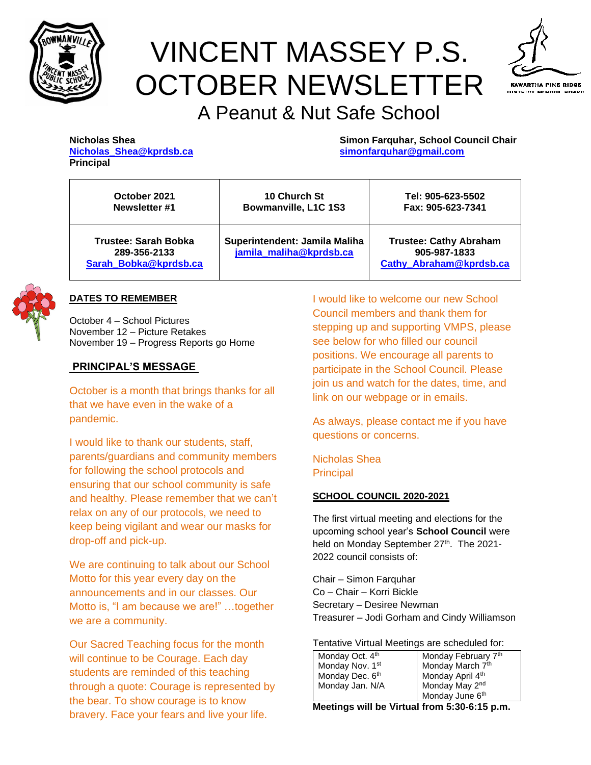# VINCENT MASSEY P.S. OCTOBER NEWSLETTER

## A Peanut & Nut Safe School

**Nicholas Shea**
**Nicholas_Shea@kprdsb.ca**
**Principal**

**Simon Farquhar, School Council Chair**
**simonfarquhar@gmail.com**

| | | |
|---|---|---|
| **October 2021 Newsletter #1** | **10 Church St Bowmanville, L1C 1S3** | **Tel: 905-623-5502 Fax: 905-623-7341** |
| **Trustee: Sarah Bobka 289-356-2133 Sarah_Bobka@kprdsb.ca** | **Superintendent: Jamila Maliha jamila_maliha@kprdsb.ca** | **Trustee: Cathy Abraham 905-987-1833 Cathy_Abraham@kprdsb.ca** |

### DATES TO REMEMBER

October 4 – School Pictures
November 12 – Picture Retakes
November 19 – Progress Reports go Home

### PRINCIPAL'S MESSAGE

October is a month that brings thanks for all that we have even in the wake of a pandemic.

I would like to thank our students, staff, parents/guardians and community members for following the school protocols and ensuring that our school community is safe and healthy. Please remember that we can't relax on any of our protocols, we need to keep being vigilant and wear our masks for drop-off and pick-up.

We are continuing to talk about our School Motto for this year every day on the announcements and in our classes. Our Motto is, "I am because we are!" …together we are a community.

Our Sacred Teaching focus for the month will continue to be Courage. Each day students are reminded of this teaching through a quote: Courage is represented by the bear. To show courage is to know bravery. Face your fears and live your life.

I would like to welcome our new School Council members and thank them for stepping up and supporting VMPS, please see below for who filled our council positions. We encourage all parents to participate in the School Council. Please join us and watch for the dates, time, and link on our webpage or in emails.

As always, please contact me if you have questions or concerns.

Nicholas Shea
Principal

### SCHOOL COUNCIL 2020-2021

The first virtual meeting and elections for the upcoming school year's **School Council** were held on Monday September 27th. The 2021-2022 council consists of:

Chair – Simon Farquhar
Co – Chair – Korri Bickle
Secretary – Desiree Newman
Treasurer – Jodi Gorham and Cindy Williamson

Tentative Virtual Meetings are scheduled for:

| | |
|---|---|
| Monday Oct. 4th | Monday February 7th |
| Monday Nov. 1st | Monday March 7th |
| Monday Dec. 6th | Monday April 4th |
| Monday Jan. N/A | Monday May 2nd |
| | Monday June 6th |

**Meetings will be Virtual from 5:30-6:15 p.m.**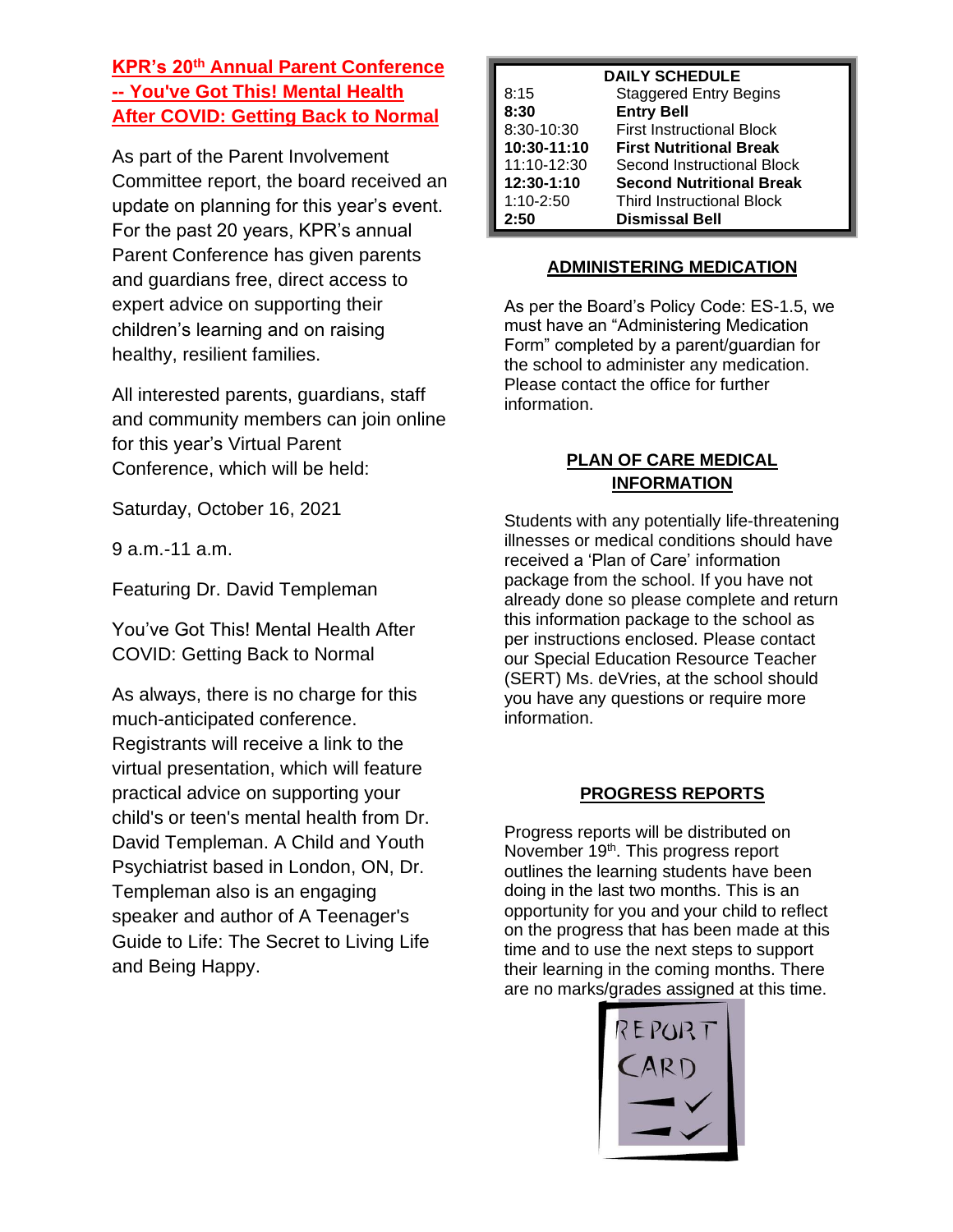## KPR's 20th Annual Parent Conference -- You've Got This! Mental Health After COVID: Getting Back to Normal

As part of the Parent Involvement Committee report, the board received an update on planning for this year's event. For the past 20 years, KPR's annual Parent Conference has given parents and guardians free, direct access to expert advice on supporting their children's learning and on raising healthy, resilient families.

All interested parents, guardians, staff and community members can join online for this year's Virtual Parent Conference, which will be held:

Saturday, October 16, 2021

9 a.m.-11 a.m.

Featuring Dr. David Templeman

You've Got This! Mental Health After COVID: Getting Back to Normal

As always, there is no charge for this much-anticipated conference. Registrants will receive a link to the virtual presentation, which will feature practical advice on supporting your child's or teen's mental health from Dr. David Templeman. A Child and Youth Psychiatrist based in London, ON, Dr. Templeman also is an engaging speaker and author of A Teenager's Guide to Life: The Secret to Living Life and Being Happy.

| DAILY SCHEDULE | |
|---|---|
| 8:15 | Staggered Entry Begins |
| **8:30** | **Entry Bell** |
| 8:30-10:30 | First Instructional Block |
| **10:30-11:10** | **First Nutritional Break** |
| 11:10-12:30 | Second Instructional Block |
| **12:30-1:10** | **Second Nutritional Break** |
| 1:10-2:50 | Third Instructional Block |
| **2:50** | **Dismissal Bell** |

## ADMINISTERING MEDICATION

As per the Board's Policy Code: ES-1.5, we must have an "Administering Medication Form" completed by a parent/guardian for the school to administer any medication. Please contact the office for further information.

## PLAN OF CARE MEDICAL INFORMATION

Students with any potentially life-threatening illnesses or medical conditions should have received a 'Plan of Care' information package from the school. If you have not already done so please complete and return this information package to the school as per instructions enclosed. Please contact our Special Education Resource Teacher (SERT) Ms. deVries, at the school should you have any questions or require more information.

## PROGRESS REPORTS

Progress reports will be distributed on November 19th. This progress report outlines the learning students have been doing in the last two months. This is an opportunity for you and your child to reflect on the progress that has been made at this time and to use the next steps to support their learning in the coming months. There are no marks/grades assigned at this time.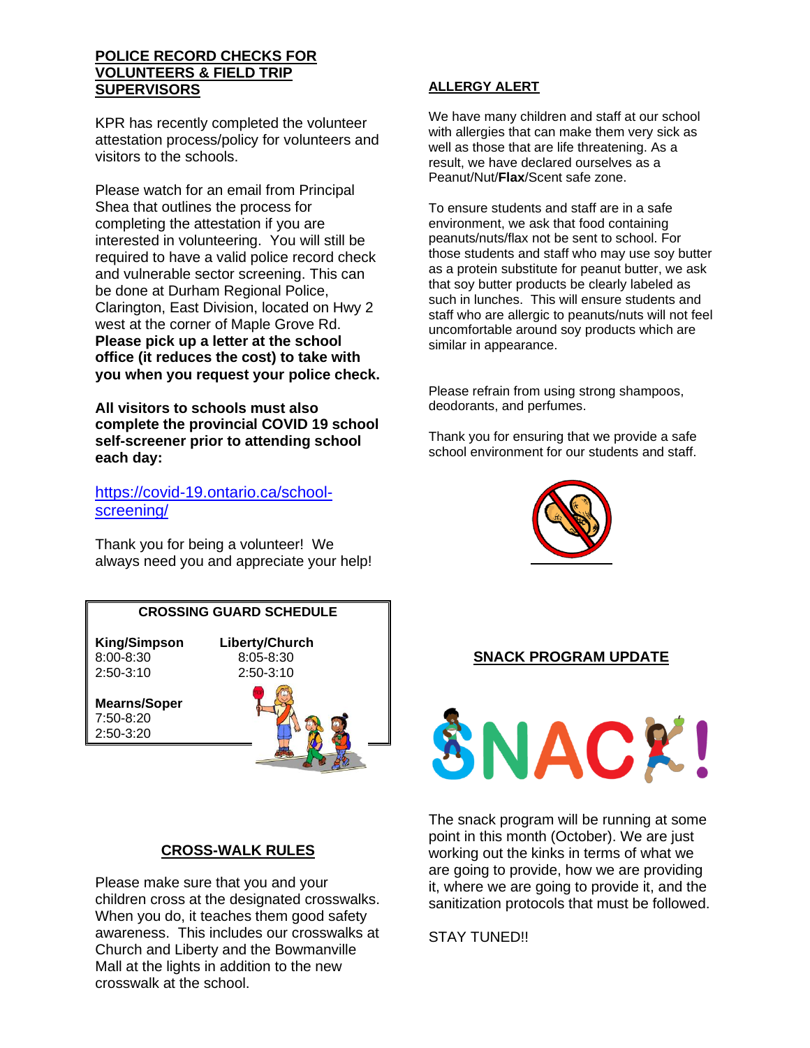## POLICE RECORD CHECKS FOR VOLUNTEERS & FIELD TRIP SUPERVISORS

KPR has recently completed the volunteer attestation process/policy for volunteers and visitors to the schools.

Please watch for an email from Principal Shea that outlines the process for completing the attestation if you are interested in volunteering. You will still be required to have a valid police record check and vulnerable sector screening. This can be done at Durham Regional Police, Clarington, East Division, located on Hwy 2 west at the corner of Maple Grove Rd. **Please pick up a letter at the school office (it reduces the cost) to take with you when you request your police check.**

**All visitors to schools must also complete the provincial COVID 19 school self-screener prior to attending school each day:**

https://covid-19.ontario.ca/school-screening/

Thank you for being a volunteer! We always need you and appreciate your help!

## CROSSING GUARD SCHEDULE

**King/Simpson**
8:00-8:30
2:50-3:10

**Liberty/Church**
8:05-8:30
2:50-3:10

**Mearns/Soper**
7:50-8:20
2:50-3:20

## CROSS-WALK RULES

Please make sure that you and your children cross at the designated crosswalks. When you do, it teaches them good safety awareness. This includes our crosswalks at Church and Liberty and the Bowmanville Mall at the lights in addition to the new crosswalk at the school.

## ALLERGY ALERT

We have many children and staff at our school with allergies that can make them very sick as well as those that are life threatening. As a result, we have declared ourselves as a Peanut/Nut/**Flax**/Scent safe zone.

To ensure students and staff are in a safe environment, we ask that food containing peanuts/nuts/flax not be sent to school. For those students and staff who may use soy butter as a protein substitute for peanut butter, we ask that soy butter products be clearly labeled as such in lunches. This will ensure students and staff who are allergic to peanuts/nuts will not feel uncomfortable around soy products which are similar in appearance.

Please refrain from using strong shampoos, deodorants, and perfumes.

Thank you for ensuring that we provide a safe school environment for our students and staff.

## SNACK PROGRAM UPDATE

SNACK!

The snack program will be running at some point in this month (October). We are just working out the kinks in terms of what we are going to provide, how we are providing it, where we are going to provide it, and the sanitization protocols that must be followed.

STAY TUNED!!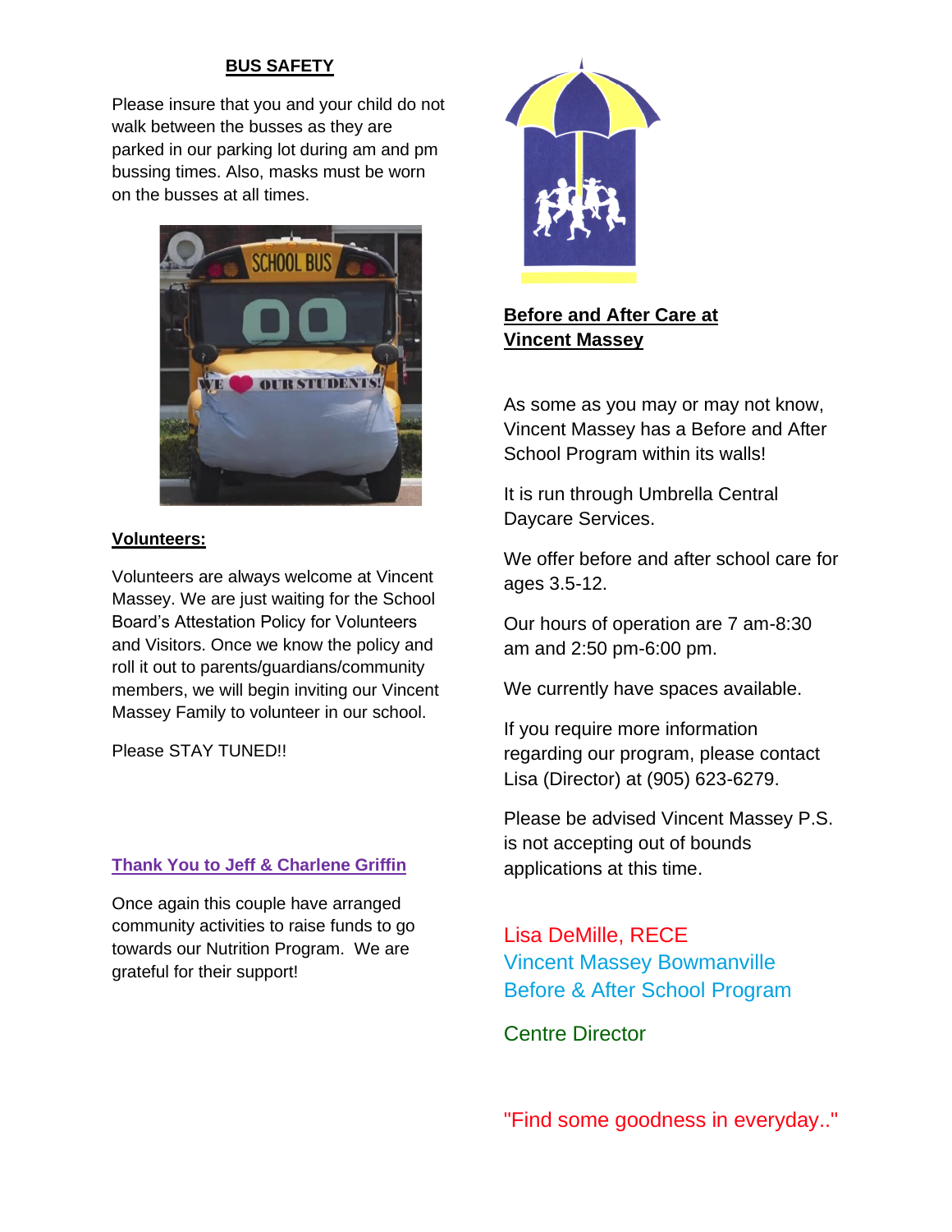## BUS SAFETY

Please insure that you and your child do not walk between the busses as they are parked in our parking lot during am and pm bussing times. Also, masks must be worn on the busses at all times.

**Volunteers:**

Volunteers are always welcome at Vincent Massey. We are just waiting for the School Board's Attestation Policy for Volunteers and Visitors. Once we know the policy and roll it out to parents/guardians/community members, we will begin inviting our Vincent Massey Family to volunteer in our school.

Please STAY TUNED!!

**Thank You to Jeff & Charlene Griffin**

Once again this couple have arranged community activities to raise funds to go towards our Nutrition Program. We are grateful for their support!

**Before and After Care at Vincent Massey**

As some as you may or may not know, Vincent Massey has a Before and After School Program within its walls!

It is run through Umbrella Central Daycare Services.

We offer before and after school care for ages 3.5-12.

Our hours of operation are 7 am-8:30 am and 2:50 pm-6:00 pm.

We currently have spaces available.

If you require more information regarding our program, please contact Lisa (Director) at (905) 623-6279.

Please be advised Vincent Massey P.S. is not accepting out of bounds applications at this time.

Lisa DeMille, RECE
Vincent Massey Bowmanville
Before & After School Program

Centre Director

"Find some goodness in everyday.."